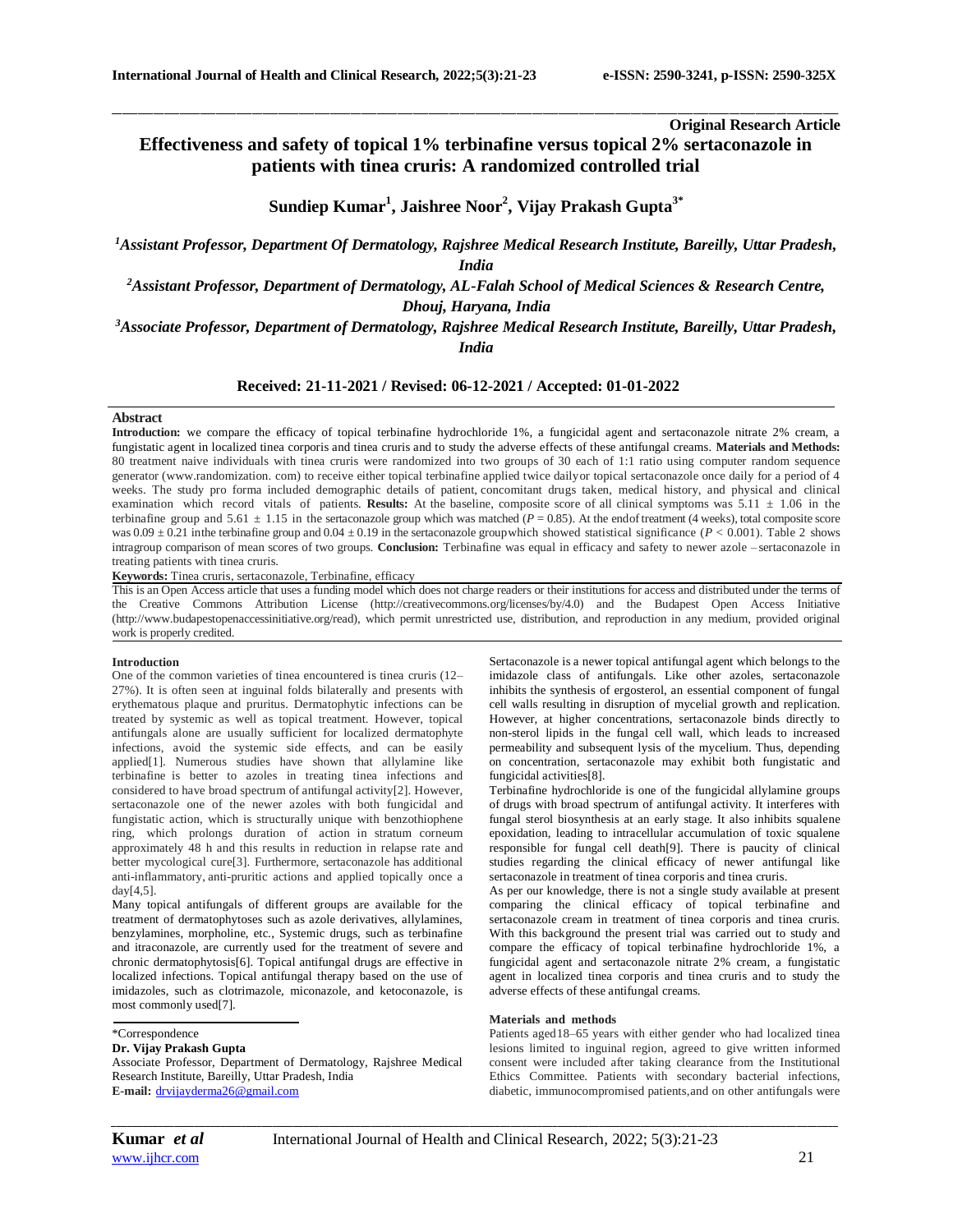**Original Research Article**

# Effectiveness and safety of topical 1% terbinafine versus topical 2% sertaconazole in patients with tinea cruris: A randomized controlled trial

**Sundiep Kumar[1], Jaishree Noor[2], Vijay Prakash Gupta[3*]**

*[1]Assistant Professor, Department Of Dermatology, Rajshree Medical Research Institute, Bareilly, Uttar Pradesh, India*

*[2]Assistant Professor, Department of Dermatology, AL-Falah School of Medical Sciences & Research Centre, Dhouj, Haryana, India*

*[3]Associate Professor, Department of Dermatology, Rajshree Medical Research Institute, Bareilly, Uttar Pradesh, India*

**Received: 21-11-2021 / Revised: 06-12-2021 / Accepted: 01-01-2022**

## Abstract

**Introduction:** we compare the efficacy of topical terbinafine hydrochloride 1%, a fungicidal agent and sertaconazole nitrate 2% cream, a fungistatic agent in localized tinea corporis and tinea cruris and to study the adverse effects of these antifungal creams. **Materials and Methods:** 80 treatment naive individuals with tinea cruris were randomized into two groups of 30 each of 1:1 ratio using computer random sequence generator (www.randomization. com) to receive either topical terbinafine applied twice dailyor topical sertaconazole once daily for a period of 4 weeks. The study pro forma included demographic details of patient, concomitant drugs taken, medical history, and physical and clinical examination which record vitals of patients. **Results:** At the baseline, composite score of all clinical symptoms was 5.11 ± 1.06 in the terbinafine group and 5.61 ± 1.15 in the sertaconazole group which was matched ($P = 0.85$). At the endof treatment (4 weeks), total composite score was 0.09 ± 0.21 inthe terbinafine group and 0.04 ± 0.19 in the sertaconazole groupwhich showed statistical significance ($P < 0.001$). Table 2 shows intragroup comparison of mean scores of two groups. **Conclusion:** Terbinafine was equal in efficacy and safety to newer azole – sertaconazole in treating patients with tinea cruris.

**Keywords:** Tinea cruris, sertaconazole, Terbinafine, efficacy

This is an Open Access article that uses a funding model which does not charge readers or their institutions for access and distributed under the terms of the Creative Commons Attribution License (http://creativecommons.org/licenses/by/4.0) and the Budapest Open Access Initiative (http://www.budapestopenaccessinitiative.org/read), which permit unrestricted use, distribution, and reproduction in any medium, provided original work is properly credited.

## Introduction

One of the common varieties of tinea encountered is tinea cruris (12–27%). It is often seen at inguinal folds bilaterally and presents with erythematous plaque and pruritus. Dermatophytic infections can be treated by systemic as well as topical treatment. However, topical antifungals alone are usually sufficient for localized dermatophyte infections, avoid the systemic side effects, and can be easily applied[1]. Numerous studies have shown that allylamine like terbinafine is better to azoles in treating tinea infections and considered to have broad spectrum of antifungal activity[2]. However, sertaconazole one of the newer azoles with both fungicidal and fungistatic action, which is structurally unique with benzothiophene ring, which prolongs duration of action in stratum corneum approximately 48 h and this results in reduction in relapse rate and better mycological cure[3]. Furthermore, sertaconazole has additional anti-inflammatory, anti-pruritic actions and applied typically once a day[4,5].

Many topical antifungals of different groups are available for the treatment of dermatophytoses such as azole derivatives, allylamines, benzylamines, morpholine, etc., Systemic drugs, such as terbinafine and itraconazole, are currently used for the treatment of severe and chronic dermatophytosis[6]. Topical antifungal drugs are effective in localized infections. Topical antifungal therapy based on the use of imidazoles, such as clotrimazole, miconazole, and ketoconazole, is most commonly used[7].

Sertaconazole is a newer topical antifungal agent which belongs to the imidazole class of antifungals. Like other azoles, sertaconazole inhibits the synthesis of ergosterol, an essential component of fungal cell walls resulting in disruption of mycelial growth and replication. However, at higher concentrations, sertaconazole binds directly to non-sterol lipids in the fungal cell wall, which leads to increased permeability and subsequent lysis of the mycelium. Thus, depending on concentration, sertaconazole may exhibit both fungistatic and fungicidal activities[8].

Terbinafine hydrochloride is one of the fungicidal allylamine groups of drugs with broad spectrum of antifungal activity. It interferes with fungal sterol biosynthesis at an early stage. It also inhibits squalene epoxidation, leading to intracellular accumulation of toxic squalene responsible for fungal cell death[9]. There is paucity of clinical studies regarding the clinical efficacy of newer antifungal like sertaconazole in treatment of tinea corporis and tinea cruris.

As per our knowledge, there is not a single study available at present comparing the clinical efficacy of topical terbinafine and sertaconazole cream in treatment of tinea corporis and tinea cruris. With this background the present trial was carried out to study and compare the efficacy of topical terbinafine hydrochloride 1%, a fungicidal agent and sertaconazole nitrate 2% cream, a fungistatic agent in localized tinea corporis and tinea cruris and to study the adverse effects of these antifungal creams.

## Materials and methods

Patients aged18–65 years with either gender who had localized tinea lesions limited to inguinal region, agreed to give written informed consent were included after taking clearance from the Institutional Ethics Committee. Patients with secondary bacterial infections, diabetic, immunocompromised patients,and on other antifungals were

\*Correspondence
**Dr. Vijay Prakash Gupta**
Associate Professor, Department of Dermatology, Rajshree Medical Research Institute, Bareilly, Uttar Pradesh, India
**E-mail:** drvijayderma26@gmail.com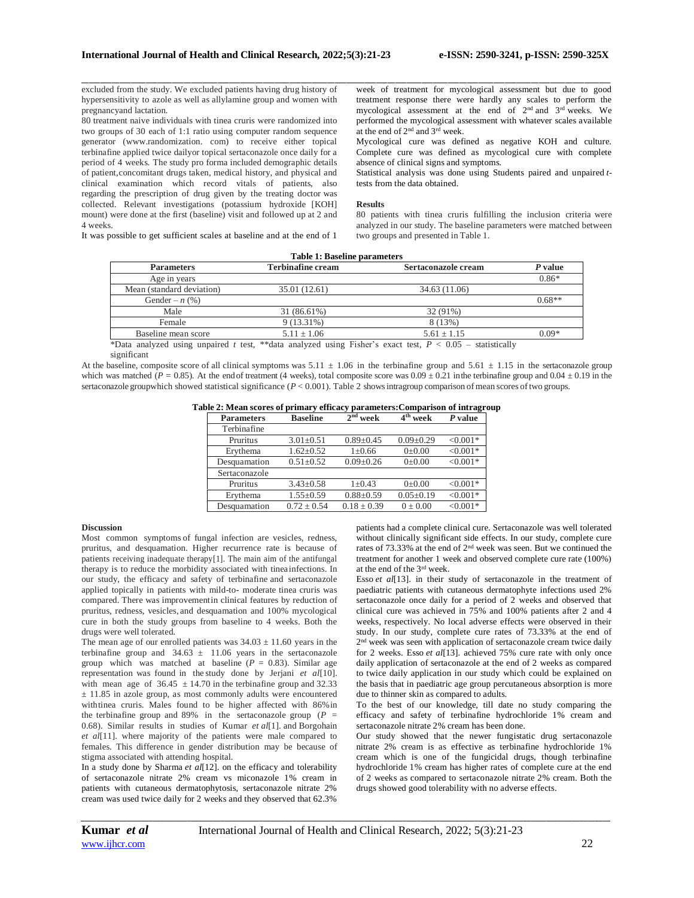excluded from the study. We excluded patients having drug history of hypersensitivity to azole as well as allylamine group and women with pregnancyand lactation.

80 treatment naive individuals with tinea cruris were randomized into two groups of 30 each of 1:1 ratio using computer random sequence generator (www.randomization. com) to receive either topical terbinafine applied twice dailyor topical sertaconazole once daily for a period of 4 weeks. The study pro forma included demographic details of patient,concomitant drugs taken, medical history, and physical and clinical examination which record vitals of patients, also regarding the prescription of drug given by the treating doctor was collected. Relevant investigations (potassium hydroxide [KOH] mount) were done at the first (baseline) visit and followed up at 2 and 4 weeks.

It was possible to get sufficient scales at baseline and at the end of 1 week of treatment for mycological assessment but due to good treatment response there were hardly any scales to perform the mycological assessment at the end of 2nd and 3rd weeks. We performed the mycological assessment with whatever scales available at the end of 2nd and 3rd week.

Mycological cure was defined as negative KOH and culture. Complete cure was defined as mycological cure with complete absence of clinical signs and symptoms.

Statistical analysis was done using Students paired and unpaired *t*-tests from the data obtained.

## Results

80 patients with tinea cruris fulfilling the inclusion criteria were analyzed in our study. The baseline parameters were matched between two groups and presented in Table 1.

**Table 1: Baseline parameters**

| Parameters | Terbinafine cream | Sertaconazole cream | *P* value |
|---|---|---|---|
| Age in years | | | 0.86* |
| Mean (standard deviation) | 35.01 (12.61) | 34.63 (11.06) | |
| Gender – *n* (%) | | | 0.68** |
| Male | 31 (86.61%) | 32 (91%) | |
| Female | 9 (13.31%) | 8 (13%) | |
| Baseline mean score | 5.11 ± 1.06 | 5.61 ± 1.15 | 0.09* |

*Data analyzed using unpaired *t* test, **data analyzed using Fisher's exact test, $P < 0.05$ – statistically significant

At the baseline, composite score of all clinical symptoms was 5.11 ± 1.06 in the terbinafine group and 5.61 ± 1.15 in the sertaconazole group which was matched ($P = 0.85$). At the endof treatment (4 weeks), total composite score was 0.09 ± 0.21 inthe terbinafine group and 0.04 ± 0.19 in the sertaconazole groupwhich showed statistical significance ($P < 0.001$). Table 2 showsintragroup comparison of mean scores of two groups.

**Table 2: Mean scores of primary efficacy parameters:Comparison of intragroup**

| Parameters | Baseline | 2nd week | 4th week | *P* value |
|---|---|---|---|---|
| Terbinafine | | | | |
| Pruritus | 3.01±0.51 | 0.89±0.45 | 0.09±0.29 | <0.001* |
| Erythema | 1.62±0.52 | 1±0.66 | 0±0.00 | <0.001* |
| Desquamation | 0.51±0.52 | 0.09±0.26 | 0±0.00 | <0.001* |
| Sertaconazole | | | | |
| Pruritus | 3.43±0.58 | 1±0.43 | 0±0.00 | <0.001* |
| Erythema | 1.55±0.59 | 0.88±0.59 | 0.05±0.19 | <0.001* |
| Desquamation | 0.72 ± 0.54 | 0.18 ± 0.39 | 0 ± 0.00 | <0.001* |

## Discussion

Most common symptoms of fungal infection are vesicles, redness, pruritus, and desquamation. Higher recurrence rate is because of patients receiving inadequate therapy[1]. The main aim of the antifungal therapy is to reduce the morbidity associated with tineainfections. In our study, the efficacy and safety of terbinafine and sertaconazole applied topically in patients with mild-to- moderate tinea cruris was compared. There was improvementin clinical features by reduction of pruritus, redness, vesicles, and desquamation and 100% mycological cure in both the study groups from baseline to 4 weeks. Both the drugs were well tolerated.

The mean age of our enrolled patients was 34.03 ± 11.60 years in the terbinafine group and 34.63 ± 11.06 years in the sertaconazole group which was matched at baseline ($P = 0.83$). Similar age representation was found in the study done by Jerjani *et al*[10]. with mean age of 36.45 ± 14.70 in the terbinafine group and 32.33 ± 11.85 in azole group, as most commonly adults were encountered withtinea cruris. Males found to be higher affected with 86%in the terbinafine group and 89% in the sertaconazole group ($P = 0.68$). Similar results in studies of Kumar *et al*[1]. and Borgohain *et al*[11]. where majority of the patients were male compared to females. This difference in gender distribution may be because of stigma associated with attending hospital.

In a study done by Sharma *et al*[12]. on the efficacy and tolerability of sertaconazole nitrate 2% cream vs miconazole 1% cream in patients with cutaneous dermatophytosis, sertaconazole nitrate 2% cream was used twice daily for 2 weeks and they observed that 62.3% patients had a complete clinical cure. Sertaconazole was well tolerated without clinically significant side effects. In our study, complete cure rates of 73.33% at the end of 2nd week was seen. But we continued the treatment for another 1 week and observed complete cure rate (100%) at the end of the 3rd week.

Esso *et al*[13]. in their study of sertaconazole in the treatment of paediatric patients with cutaneous dermatophyte infections used 2% sertaconazole once daily for a period of 2 weeks and observed that clinical cure was achieved in 75% and 100% patients after 2 and 4 weeks, respectively. No local adverse effects were observed in their study. In our study, complete cure rates of 73.33% at the end of 2nd week was seen with application of sertaconazole cream twice daily for 2 weeks. Esso *et al*[13]. achieved 75% cure rate with only once daily application of sertaconazole at the end of 2 weeks as compared to twice daily application in our study which could be explained on the basis that in paediatric age group percutaneous absorption is more due to thinner skin as compared to adults.

To the best of our knowledge, till date no study comparing the efficacy and safety of terbinafine hydrochloride 1% cream and sertaconazole nitrate 2% cream has been done.

Our study showed that the newer fungistatic drug sertaconazole nitrate 2% cream is as effective as terbinafine hydrochloride 1% cream which is one of the fungicidal drugs, though terbinafine hydrochloride 1% cream has higher rates of complete cure at the end of 2 weeks as compared to sertaconazole nitrate 2% cream. Both the drugs showed good tolerability with no adverse effects.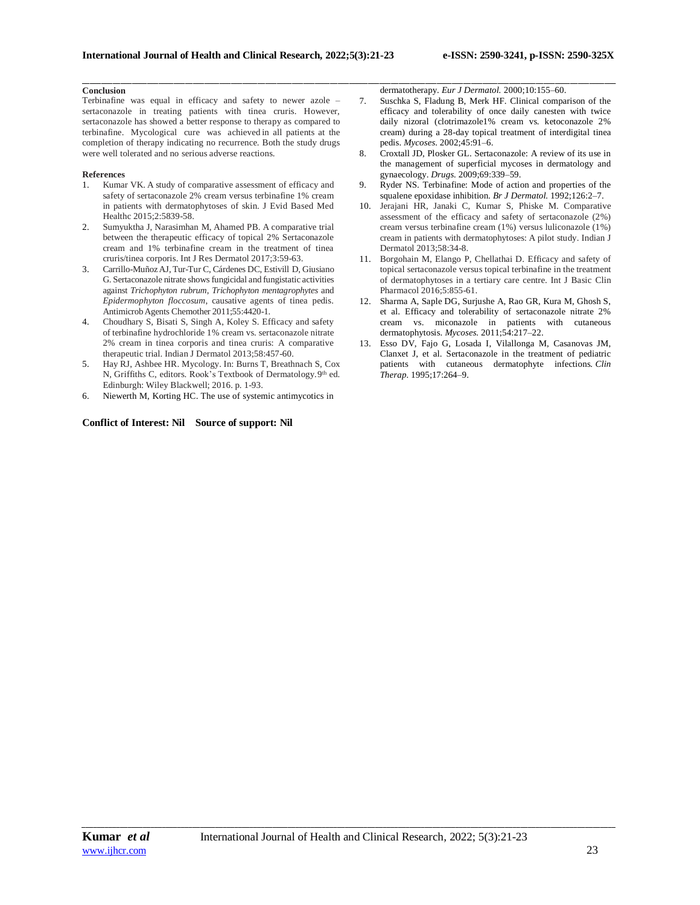## Conclusion

Terbinafine was equal in efficacy and safety to newer azole – sertaconazole in treating patients with tinea cruris. However, sertaconazole has showed a better response to therapy as compared to terbinafine. Mycological cure was achieved in all patients at the completion of therapy indicating no recurrence. Both the study drugs were well tolerated and no serious adverse reactions.

## References

1. Kumar VK. A study of comparative assessment of efficacy and safety of sertaconazole 2% cream versus terbinafine 1% cream in patients with dermatophytoses of skin. J Evid Based Med Healthc 2015;2:5839-58.
2. Sumyuktha J, Narasimhan M, Ahamed PB. A comparative trial between the therapeutic efficacy of topical 2% Sertaconazole cream and 1% terbinafine cream in the treatment of tinea cruris/tinea corporis. Int J Res Dermatol 2017;3:59-63.
3. Carrillo-Muñoz AJ, Tur-Tur C, Cárdenes DC, Estivill D, Giusiano G. Sertaconazole nitrate shows fungicidal and fungistatic activities against *Trichophyton rubrum*, *Trichophyton mentagrophytes* and *Epidermophyton floccosum*, causative agents of tinea pedis. Antimicrob Agents Chemother 2011;55:4420-1.
4. Choudhary S, Bisati S, Singh A, Koley S. Efficacy and safety of terbinafine hydrochloride 1% cream vs. sertaconazole nitrate 2% cream in tinea corporis and tinea cruris: A comparative therapeutic trial. Indian J Dermatol 2013;58:457-60.
5. Hay RJ, Ashbee HR. Mycology. In: Burns T, Breathnach S, Cox N, Griffiths C, editors. Rook's Textbook of Dermatology. 9th ed. Edinburgh: Wiley Blackwell; 2016. p. 1-93.
6. Niewerth M, Korting HC. The use of systemic antimycotics in dermatotherapy. *Eur J Dermatol.* 2000;10:155–60.
7. Suschka S, Fladung B, Merk HF. Clinical comparison of the efficacy and tolerability of once daily canesten with twice daily nizoral (clotrimazole1% cream vs. ketoconazole 2% cream) during a 28-day topical treatment of interdigital tinea pedis. *Mycoses.* 2002;45:91–6.
8. Croxtall JD, Plosker GL. Sertaconazole: A review of its use in the management of superficial mycoses in dermatology and gynaecology. *Drugs.* 2009;69:339–59.
9. Ryder NS. Terbinafine: Mode of action and properties of the squalene epoxidase inhibition. *Br J Dermatol.* 1992;126:2–7.
10. Jerajani HR, Janaki C, Kumar S, Phiske M. Comparative assessment of the efficacy and safety of sertaconazole (2%) cream versus terbinafine cream (1%) versus luliconazole (1%) cream in patients with dermatophytoses: A pilot study. Indian J Dermatol 2013;58:34-8.
11. Borgohain M, Elango P, Chellathai D. Efficacy and safety of topical sertaconazole versus topical terbinafine in the treatment of dermatophytoses in a tertiary care centre. Int J Basic Clin Pharmacol 2016;5:855-61.
12. Sharma A, Saple DG, Surjushe A, Rao GR, Kura M, Ghosh S, et al. Efficacy and tolerability of sertaconazole nitrate 2% cream vs. miconazole in patients with cutaneous dermatophytosis. *Mycoses.* 2011;54:217–22.
13. Esso DV, Fajo G, Losada I, Vilallonga M, Casanovas JM, Clanxet J, et al. Sertaconazole in the treatment of pediatric patients with cutaneous dermatophyte infections. *Clin Therap.* 1995;17:264–9.

**Conflict of Interest: Nil Source of support: Nil**